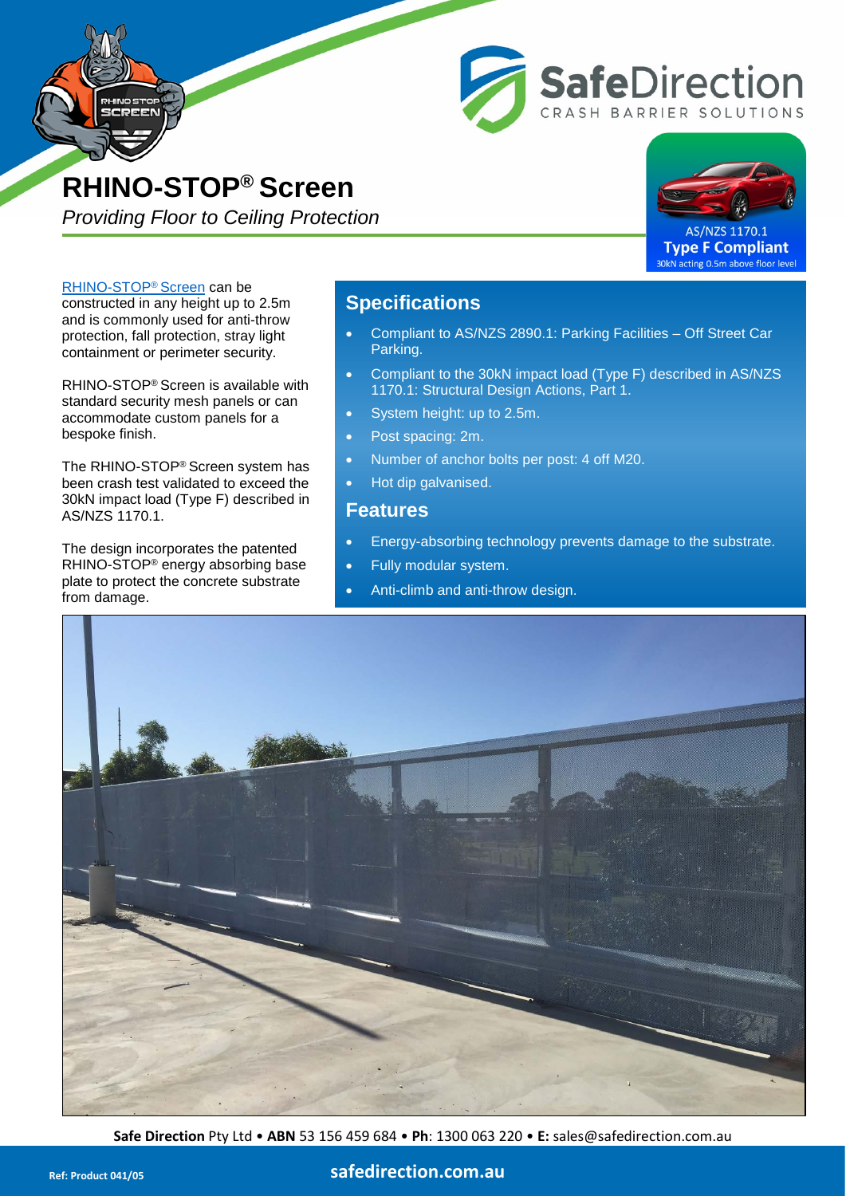# RHINO-STOP® Screen

*Providing Floor to Ceiling Protection*

AS/NZS 1170.1
**Type F Compliant**
30kN acting 0.5m above floor level

RHINO-STOP® Screen can be constructed in any height up to 2.5m and is commonly used for anti-throw protection, fall protection, stray light containment or perimeter security.

RHINO-STOP® Screen is available with standard security mesh panels or can accommodate custom panels for a bespoke finish.

The RHINO-STOP® Screen system has been crash test validated to exceed the 30kN impact load (Type F) described in AS/NZS 1170.1.

The design incorporates the patented RHINO-STOP® energy absorbing base plate to protect the concrete substrate from damage.

## Specifications

- Compliant to AS/NZS 2890.1: Parking Facilities – Off Street Car Parking.
- Compliant to the 30kN impact load (Type F) described in AS/NZS 1170.1: Structural Design Actions, Part 1.
- System height: up to 2.5m.
- Post spacing: 2m.
- Number of anchor bolts per post: 4 off M20.
- Hot dip galvanised.

## Features

- Energy-absorbing technology prevents damage to the substrate.
- Fully modular system.
- Anti-climb and anti-throw design.

**Safe Direction** Pty Ltd • **ABN** 53 156 459 684 • **Ph**: 1300 063 220 • **E:** sales@safedirection.com.au

**Ref: Product 041/05** **safedirection.com.au**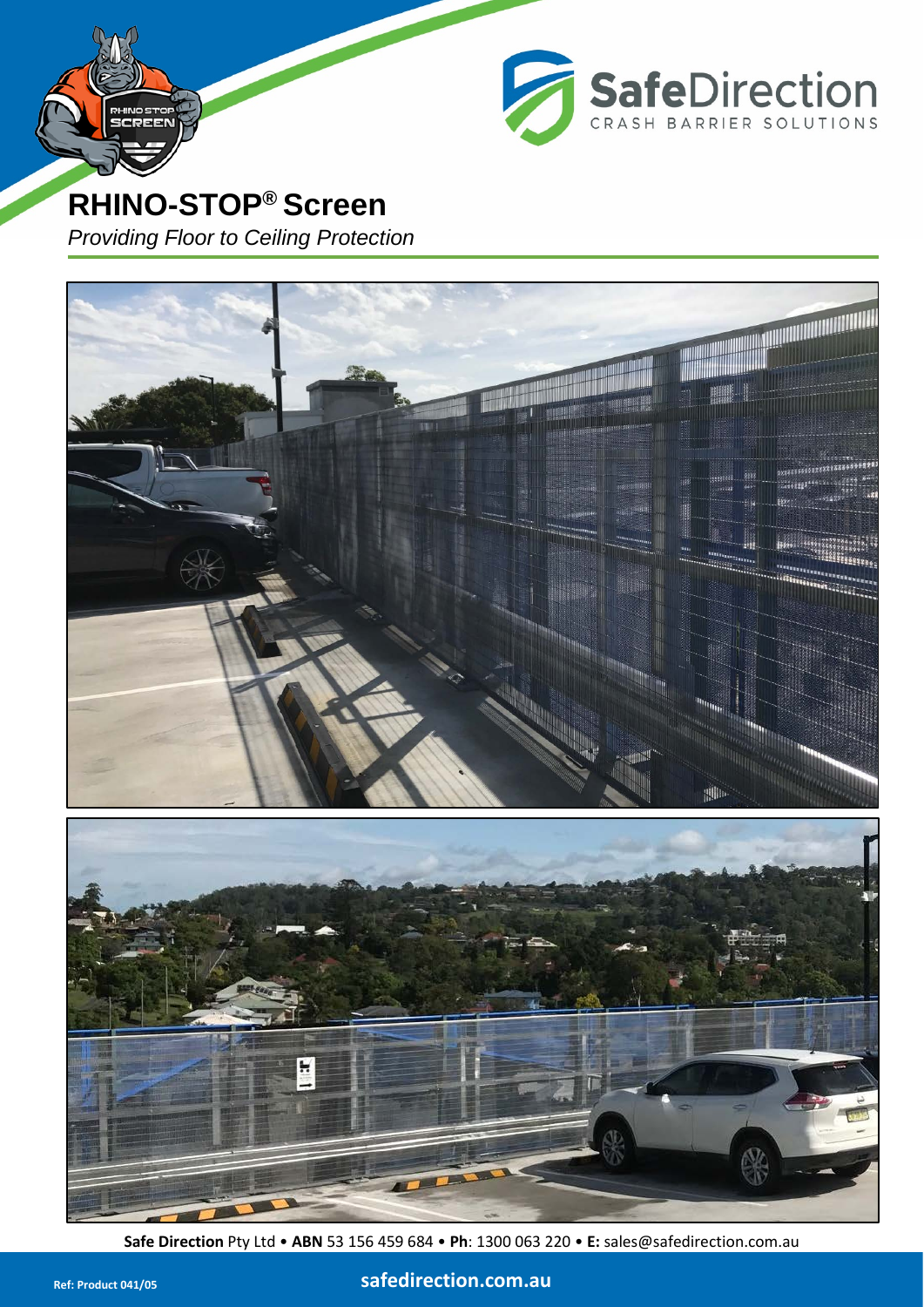# RHINO-STOP® Screen

*Providing Floor to Ceiling Protection*

**Safe Direction** Pty Ltd • **ABN** 53 156 459 684 • **Ph**: 1300 063 220 • **E:** sales@safedirection.com.au

**Ref: Product 041/05**

**safedirection.com.au**